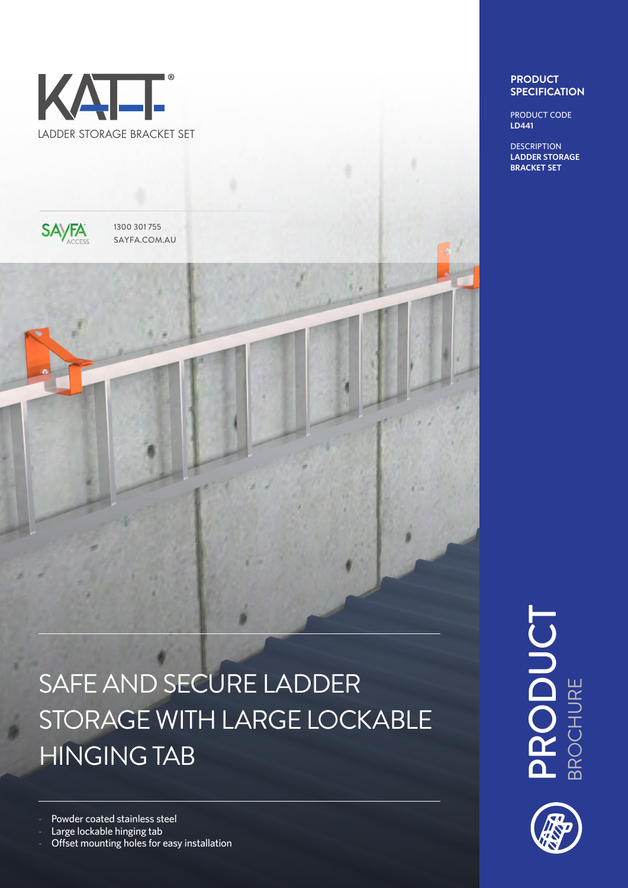# KATT®

LADDER STORAGE BRACKET SET

SAYFA ACCESS

1300 301 755
SAYFA.COM.AU

**PRODUCT SPECIFICATION**

PRODUCT CODE
**LD441**

DESCRIPTION
**LADDER STORAGE BRACKET SET**

## SAFE AND SECURE LADDER STORAGE WITH LARGE LOCKABLE HINGING TAB

- Powder coated stainless steel
- Large lockable hinging tab
- Offset mounting holes for easy installation

PRODUCT BROCHURE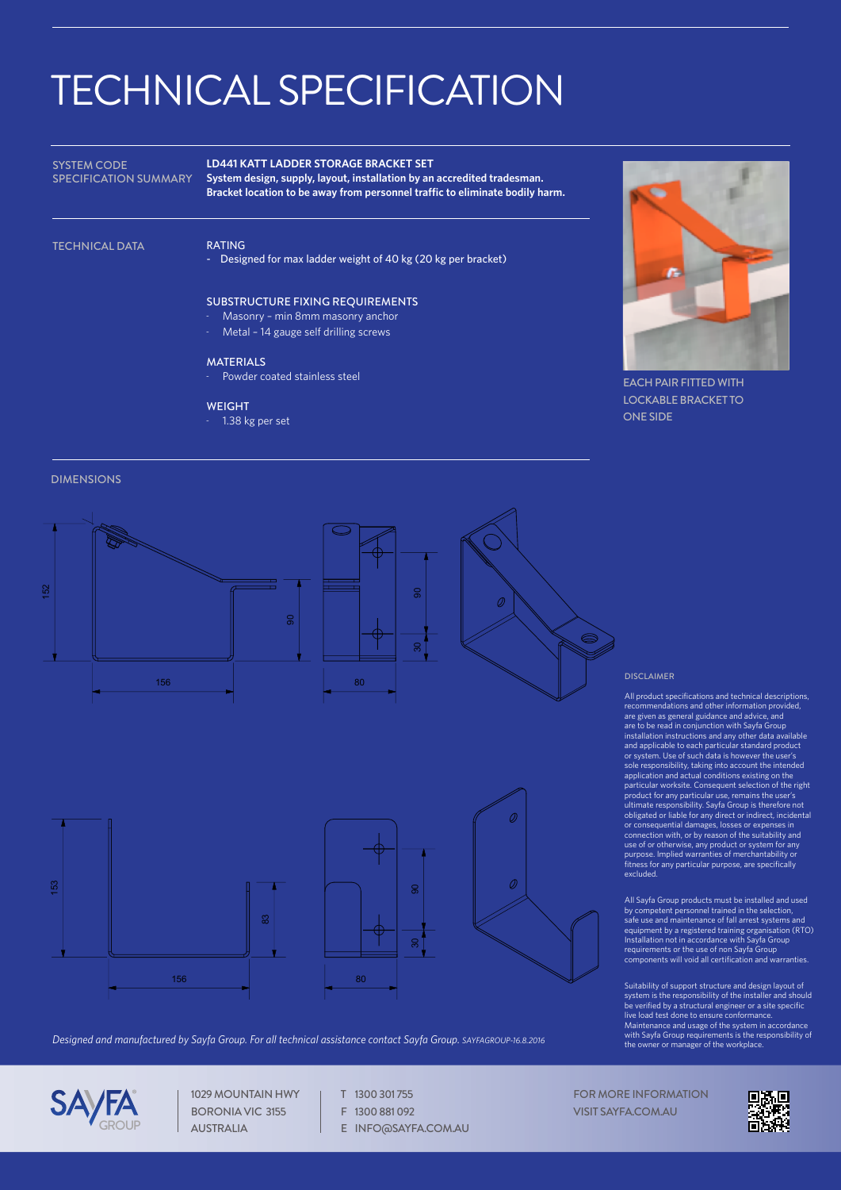# TECHNICAL SPECIFICATION

SYSTEM CODE
SPECIFICATION SUMMARY

**LD441 KATT LADDER STORAGE BRACKET SET**
**System design, supply, layout, installation by an accredited tradesman.**
**Bracket location to be away from personnel traffic to eliminate bodily harm.**

TECHNICAL DATA

RATING
- Designed for max ladder weight of 40 kg (20 kg per bracket)

SUBSTRUCTURE FIXING REQUIREMENTS
- Masonry – min 8mm masonry anchor
- Metal – 14 gauge self drilling screws

MATERIALS
- Powder coated stainless steel

WEIGHT
- 1.38 kg per set

EACH PAIR FITTED WITH LOCKABLE BRACKET TO ONE SIDE

DIMENSIONS

152
90
156
80
90
30

153
83
156
80
90
30

DISCLAIMER

All product specifications and technical descriptions, recommendations and other information provided, are given as general guidance and advice, and are to be read in conjunction with Sayfa Group installation instructions and any other data available and applicable to each particular standard product or system. Use of such data is however the user's sole responsibility, taking into account the intended application and actual conditions existing on the particular worksite. Consequent selection of the right product for any particular use, remains the user's ultimate responsibility. Sayfa Group is therefore not obligated or liable for any direct or indirect, incidental or consequential damages, losses or expenses in connection with, or by reason of the suitability and use of or otherwise, any product or system for any purpose. Implied warranties of merchantability or fitness for any particular purpose, are specifically excluded.

All Sayfa Group products must be installed and used by competent personnel trained in the selection, safe use and maintenance of fall arrest systems and equipment by a registered training organisation (RTO) Installation not in accordance with Sayfa Group requirements or the use of non Sayfa Group components will void all certification and warranties.

Suitability of support structure and design layout of system is the responsibility of the installer and should be verified by a structural engineer or a site specific live load test done to ensure conformance. Maintenance and usage of the system in accordance with Sayfa Group requirements is the responsibility of the owner or manager of the workplace.

*Designed and manufactured by Sayfa Group. For all technical assistance contact Sayfa Group.* SAYFAGROUP-16.8.2016

SAYFA GROUP

1029 MOUNTAIN HWY
BORONIA VIC 3155
AUSTRALIA

T 1300 301 755
F 1300 881 092
E INFO@SAYFA.COM.AU

FOR MORE INFORMATION
VISIT SAYFA.COM.AU